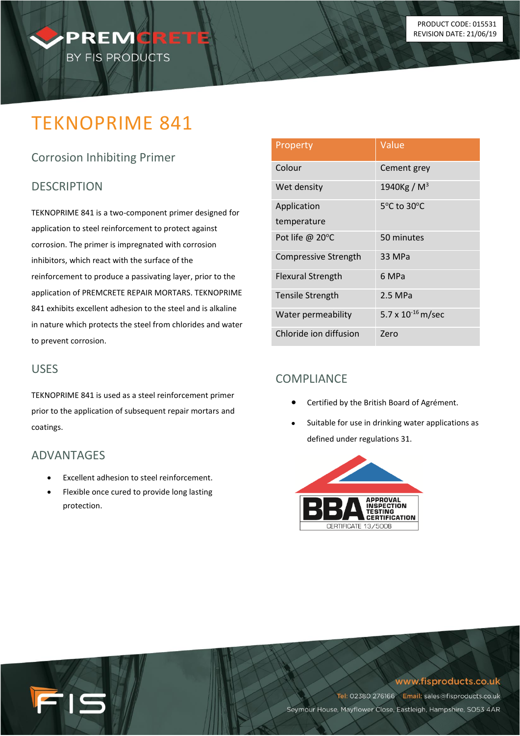PRODUCT CODE: 015531
REVISION DATE: 21/06/19

PREMCRETE BY FIS PRODUCTS

# TEKNOPRIME 841

## Corrosion Inhibiting Primer

## DESCRIPTION

TEKNOPRIME 841 is a two-component primer designed for application to steel reinforcement to protect against corrosion. The primer is impregnated with corrosion inhibitors, which react with the surface of the reinforcement to produce a passivating layer, prior to the application of PREMCRETE REPAIR MORTARS. TEKNOPRIME 841 exhibits excellent adhesion to the steel and is alkaline in nature which protects the steel from chlorides and water to prevent corrosion.

## USES

TEKNOPRIME 841 is used as a steel reinforcement primer prior to the application of subsequent repair mortars and coatings.

## ADVANTAGES

- Excellent adhesion to steel reinforcement.
- Flexible once cured to provide long lasting protection.

| Property | Value |
| --- | --- |
| Colour | Cement grey |
| Wet density | 1940Kg / $M^3$ |
| Application temperature | 5°C to 30°C |
| Pot life @ 20°C | 50 minutes |
| Compressive Strength | 33 MPa |
| Flexural Strength | 6 MPa |
| Tensile Strength | 2.5 MPa |
| Water permeability | $5.7 \times 10^{-16}$ m/sec |
| Chloride ion diffusion | Zero |

## COMPLIANCE

- Certified by the British Board of Agrément.
- Suitable for use in drinking water applications as defined under regulations 31.

BBA APPROVAL INSPECTION TESTING CERTIFICATION
CERTIFICATE 13/5008

www.fisproducts.co.uk
Tel: 02380 276166 Email: sales@fisproducts.co.uk
Seymour House, Mayflower Close, Eastleigh, Hampshire, SO53 4AR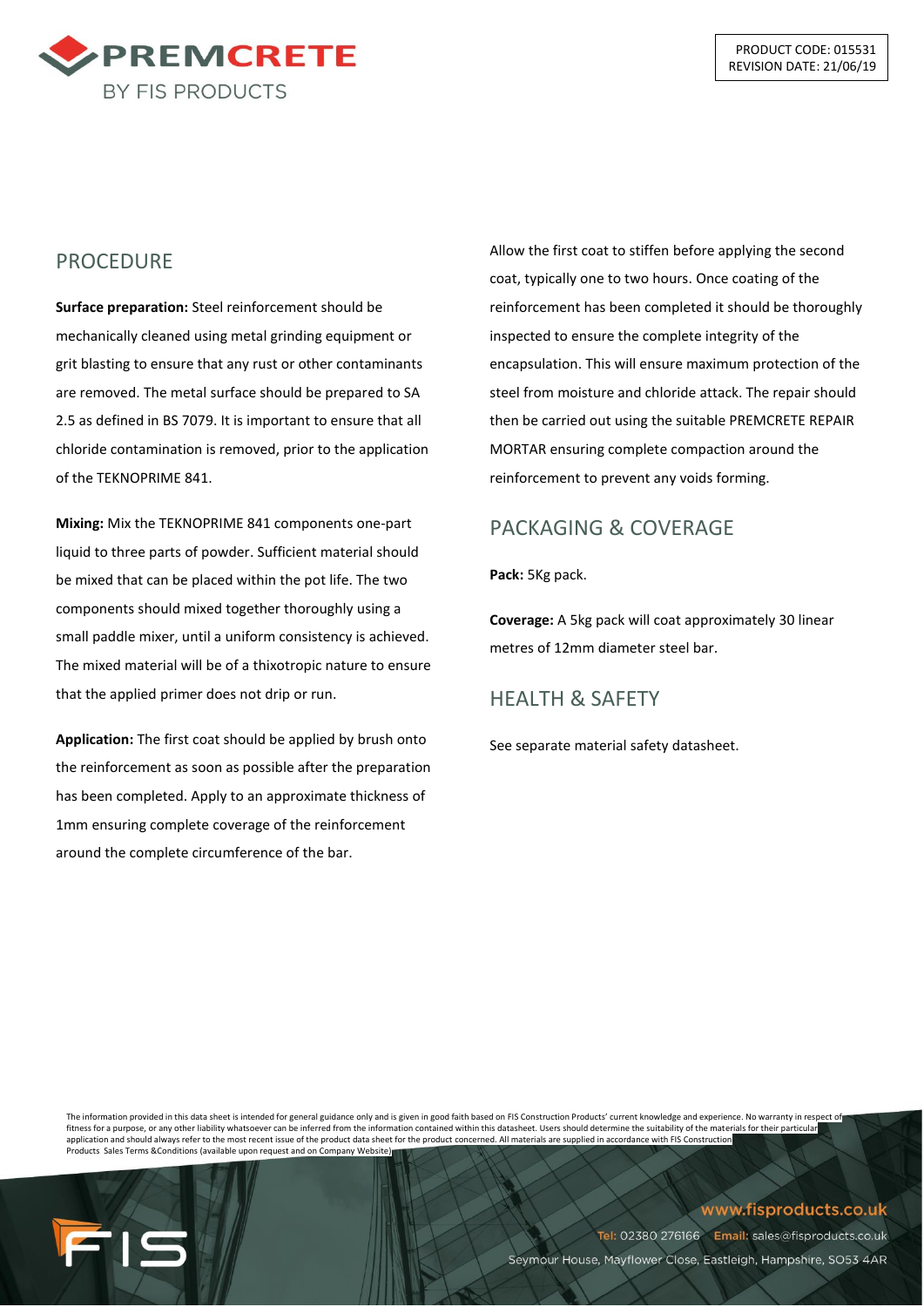## PROCEDURE

**Surface preparation:** Steel reinforcement should be mechanically cleaned using metal grinding equipment or grit blasting to ensure that any rust or other contaminants are removed. The metal surface should be prepared to SA 2.5 as defined in BS 7079. It is important to ensure that all chloride contamination is removed, prior to the application of the TEKNOPRIME 841.

**Mixing:** Mix the TEKNOPRIME 841 components one-part liquid to three parts of powder. Sufficient material should be mixed that can be placed within the pot life. The two components should mixed together thoroughly using a small paddle mixer, until a uniform consistency is achieved. The mixed material will be of a thixotropic nature to ensure that the applied primer does not drip or run.

**Application:** The first coat should be applied by brush onto the reinforcement as soon as possible after the preparation has been completed. Apply to an approximate thickness of 1mm ensuring complete coverage of the reinforcement around the complete circumference of the bar.

Allow the first coat to stiffen before applying the second coat, typically one to two hours. Once coating of the reinforcement has been completed it should be thoroughly inspected to ensure the complete integrity of the encapsulation. This will ensure maximum protection of the steel from moisture and chloride attack. The repair should then be carried out using the suitable PREMCRETE REPAIR MORTAR ensuring complete compaction around the reinforcement to prevent any voids forming.

## PACKAGING & COVERAGE

**Pack:** 5Kg pack.

**Coverage:** A 5kg pack will coat approximately 30 linear metres of 12mm diameter steel bar.

## HEALTH & SAFETY

See separate material safety datasheet.

The information provided in this data sheet is intended for general guidance only and is given in good faith based on FIS Construction Products' current knowledge and experience. No warranty in respect of fitness for a purpose, or any other liability whatsoever can be inferred from the information contained within this datasheet. Users should determine the suitability of the materials for their particular application and should always refer to the most recent issue of the product data sheet for the product concerned. All materials are supplied in accordance with FIS Construction Products Sales Terms &Conditions (available upon request and on Company Website)